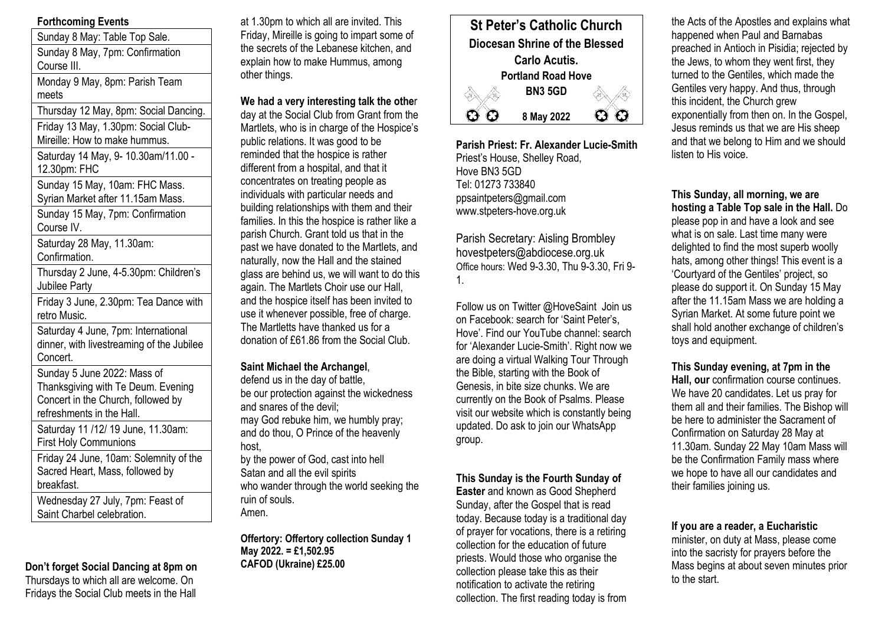**Forthcoming Events**

| Sunday 8 May: Table Top Sale. |
|---|
| Sunday 8 May, 7pm: Confirmation Course III. |
| Monday 9 May, 8pm: Parish Team meets |
| Thursday 12 May, 8pm: Social Dancing. |
| Friday 13 May, 1.30pm: Social Club- Mireille: How to make hummus. |
| Saturday 14 May, 9- 10.30am/11.00 - 12.30pm: FHC |
| Sunday 15 May, 10am: FHC Mass. Syrian Market after 11.15am Mass. |
| Sunday 15 May, 7pm: Confirmation Course IV. |
| Saturday 28 May, 11.30am: Confirmation. |
| Thursday 2 June, 4-5.30pm: Children's Jubilee Party |
| Friday 3 June, 2.30pm: Tea Dance with retro Music. |
| Saturday 4 June, 7pm: International dinner, with livestreaming of the Jubilee Concert. |
| Sunday 5 June 2022: Mass of Thanksgiving with Te Deum. Evening Concert in the Church, followed by refreshments in the Hall. |
| Saturday 11 /12/ 19 June, 11.30am: First Holy Communions |
| Friday 24 June, 10am: Solemnity of the Sacred Heart, Mass, followed by breakfast. |
| Wednesday 27 July, 7pm: Feast of Saint Charbel celebration. |

**Don't forget Social Dancing at 8pm on** Thursdays to which all are welcome. On Fridays the Social Club meets in the Hall at 1.30pm to which all are invited. This Friday, Mireille is going to impart some of the secrets of the Lebanese kitchen, and explain how to make Hummus, among other things.

**We had a very interesting talk the other** day at the Social Club from Grant from the Martlets, who is in charge of the Hospice's public relations. It was good to be reminded that the hospice is rather different from a hospital, and that it concentrates on treating people as individuals with particular needs and building relationships with them and their families. In this the hospice is rather like a parish Church. Grant told us that in the past we have donated to the Martlets, and naturally, now the Hall and the stained glass are behind us, we will want to do this again. The Martlets Choir use our Hall, and the hospice itself has been invited to use it whenever possible, free of charge. The Martletts have thanked us for a donation of £61.86 from the Social Club.

**Saint Michael the Archangel**,
defend us in the day of battle,
be our protection against the wickedness and snares of the devil;
may God rebuke him, we humbly pray;
and do thou, O Prince of the heavenly host,
by the power of God, cast into hell
Satan and all the evil spirits
who wander through the world seeking the ruin of souls.
Amen.

**Offertory: Offertory collection Sunday 1 May 2022. = £1,502.95**
**CAFOD (Ukraine) £25.00**

# St Peter's Catholic Church
## Diocesan Shrine of the Blessed Carlo Acutis.
**Portland Road Hove**
**BN3 5GD**
**8 May 2022**

**Parish Priest: Fr. Alexander Lucie-Smith**
Priest's House, Shelley Road,
Hove BN3 5GD
Tel: 01273 733840
ppsaintpeters@gmail.com
www.stpeters-hove.org.uk

Parish Secretary: Aisling Brombley
hovestpeters@abdiocese.org.uk
Office hours: Wed 9-3.30, Thu 9-3.30, Fri 9-1.

Follow us on Twitter @HoveSaint Join us on Facebook: search for 'Saint Peter's, Hove'. Find our YouTube channel: search for 'Alexander Lucie-Smith'. Right now we are doing a virtual Walking Tour Through the Bible, starting with the Book of Genesis, in bite size chunks. We are currently on the Book of Psalms. Please visit our website which is constantly being updated. Do ask to join our WhatsApp group.

**This Sunday is the Fourth Sunday of Easter** and known as Good Shepherd Sunday, after the Gospel that is read today. Because today is a traditional day of prayer for vocations, there is a retiring collection for the education of future priests. Would those who organise the collection please take this as their notification to activate the retiring collection. The first reading today is from the Acts of the Apostles and explains what happened when Paul and Barnabas preached in Antioch in Pisidia; rejected by the Jews, to whom they went first, they turned to the Gentiles, which made the Gentiles very happy. And thus, through this incident, the Church grew exponentially from then on. In the Gospel, Jesus reminds us that we are His sheep and that we belong to Him and we should listen to His voice.

**This Sunday, all morning, we are hosting a Table Top sale in the Hall.** Do please pop in and have a look and see what is on sale. Last time many were delighted to find the most superb woolly hats, among other things! This event is a 'Courtyard of the Gentiles' project, so please do support it. On Sunday 15 May after the 11.15am Mass we are holding a Syrian Market. At some future point we shall hold another exchange of children's toys and equipment.

**This Sunday evening, at 7pm in the Hall, our** confirmation course continues. We have 20 candidates. Let us pray for them all and their families. The Bishop will be here to administer the Sacrament of Confirmation on Saturday 28 May at 11.30am. Sunday 22 May 10am Mass will be the Confirmation Family mass where we hope to have all our candidates and their families joining us.

**If you are a reader, a Eucharistic** minister, on duty at Mass, please come into the sacristy for prayers before the Mass begins at about seven minutes prior to the start.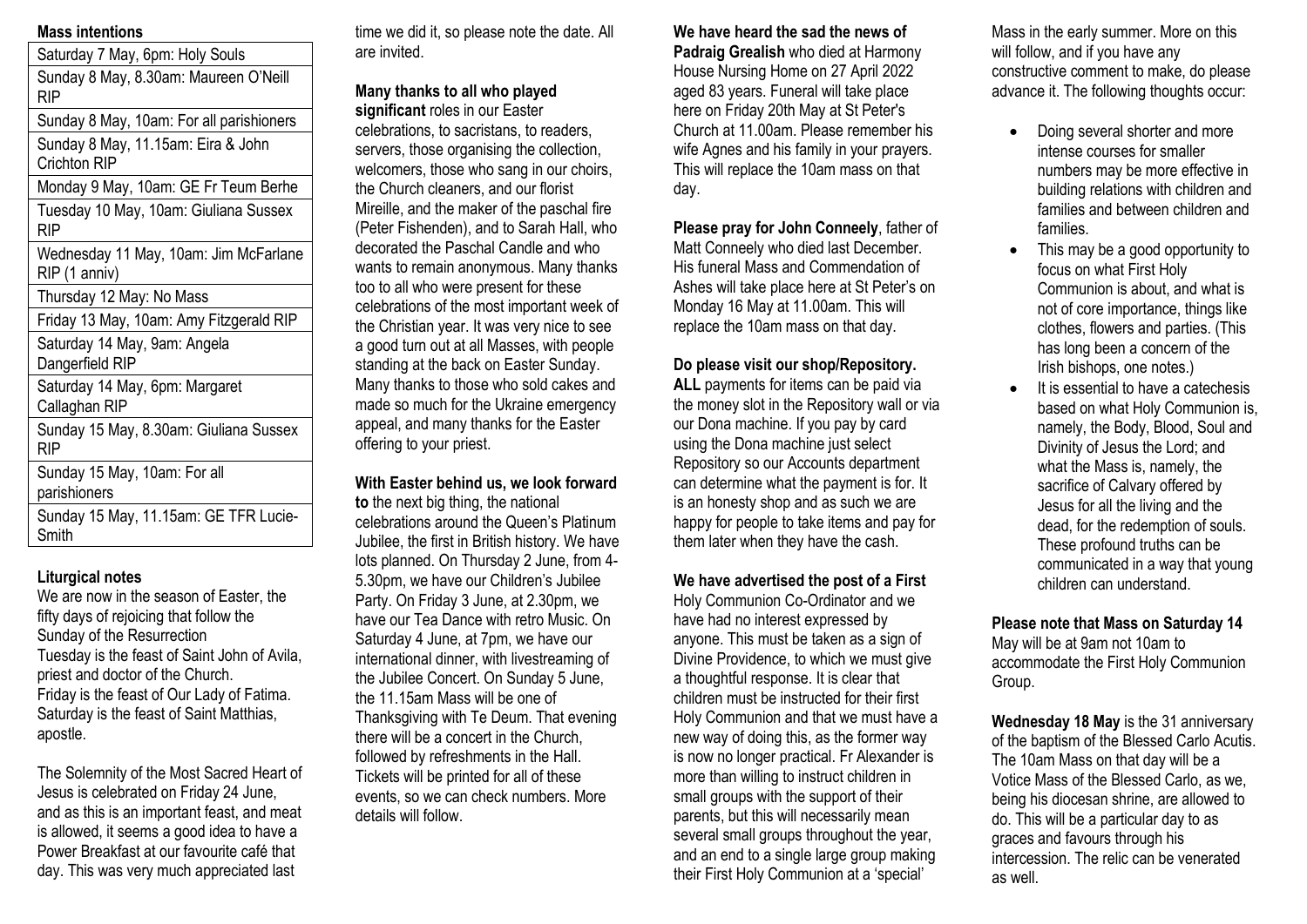**Mass intentions**

| Saturday 7 May, 6pm: Holy Souls |
|---|
| Sunday 8 May, 8.30am: Maureen O'Neill RIP |
| Sunday 8 May, 10am: For all parishioners |
| Sunday 8 May, 11.15am: Eira & John Crichton RIP |
| Monday 9 May, 10am: GE Fr Teum Berhe |
| Tuesday 10 May, 10am: Giuliana Sussex RIP |
| Wednesday 11 May, 10am: Jim McFarlane RIP (1 anniv) |
| Thursday 12 May: No Mass |
| Friday 13 May, 10am: Amy Fitzgerald RIP |
| Saturday 14 May, 9am: Angela Dangerfield RIP |
| Saturday 14 May, 6pm: Margaret Callaghan RIP |
| Sunday 15 May, 8.30am: Giuliana Sussex RIP |
| Sunday 15 May, 10am: For all parishioners |
| Sunday 15 May, 11.15am: GE TFR Lucie-Smith |

**Liturgical notes**

We are now in the season of Easter, the fifty days of rejoicing that follow the Sunday of the Resurrection
Tuesday is the feast of Saint John of Avila, priest and doctor of the Church.
Friday is the feast of Our Lady of Fatima.
Saturday is the feast of Saint Matthias, apostle.

The Solemnity of the Most Sacred Heart of Jesus is celebrated on Friday 24 June, and as this is an important feast, and meat is allowed, it seems a good idea to have a Power Breakfast at our favourite café that day. This was very much appreciated last time we did it, so please note the date. All are invited.

**Many thanks to all who played significant** roles in our Easter celebrations, to sacristans, to readers, servers, those organising the collection, welcomers, those who sang in our choirs, the Church cleaners, and our florist Mireille, and the maker of the paschal fire (Peter Fishenden), and to Sarah Hall, who decorated the Paschal Candle and who wants to remain anonymous. Many thanks too to all who were present for these celebrations of the most important week of the Christian year. It was very nice to see a good turn out at all Masses, with people standing at the back on Easter Sunday. Many thanks to those who sold cakes and made so much for the Ukraine emergency appeal, and many thanks for the Easter offering to your priest.

**With Easter behind us, we look forward to** the next big thing, the national celebrations around the Queen's Platinum Jubilee, the first in British history. We have lots planned. On Thursday 2 June, from 4-5.30pm, we have our Children's Jubilee Party. On Friday 3 June, at 2.30pm, we have our Tea Dance with retro Music. On Saturday 4 June, at 7pm, we have our international dinner, with livestreaming of the Jubilee Concert. On Sunday 5 June, the 11.15am Mass will be one of Thanksgiving with Te Deum. That evening there will be a concert in the Church, followed by refreshments in the Hall. Tickets will be printed for all of these events, so we can check numbers. More details will follow.

**We have heard the sad the news of Padraig Grealish** who died at Harmony House Nursing Home on 27 April 2022 aged 83 years. Funeral will take place here on Friday 20th May at St Peter's Church at 11.00am. Please remember his wife Agnes and his family in your prayers. This will replace the 10am mass on that day.

**Please pray for John Conneely**, father of Matt Conneely who died last December. His funeral Mass and Commendation of Ashes will take place here at St Peter's on Monday 16 May at 11.00am. This will replace the 10am mass on that day.

**Do please visit our shop/Repository. ALL** payments for items can be paid via the money slot in the Repository wall or via our Dona machine. If you pay by card using the Dona machine just select Repository so our Accounts department can determine what the payment is for. It is an honesty shop and as such we are happy for people to take items and pay for them later when they have the cash.

**We have advertised the post of a First** Holy Communion Co-Ordinator and we have had no interest expressed by anyone. This must be taken as a sign of Divine Providence, to which we must give a thoughtful response. It is clear that children must be instructed for their first Holy Communion and that we must have a new way of doing this, as the former way is now no longer practical. Fr Alexander is more than willing to instruct children in small groups with the support of their parents, but this will necessarily mean several small groups throughout the year, and an end to a single large group making their First Holy Communion at a 'special' Mass in the early summer. More on this will follow, and if you have any constructive comment to make, do please advance it. The following thoughts occur:

- Doing several shorter and more intense courses for smaller numbers may be more effective in building relations with children and families and between children and families.
- This may be a good opportunity to focus on what First Holy Communion is about, and what is not of core importance, things like clothes, flowers and parties. (This has long been a concern of the Irish bishops, one notes.)
- It is essential to have a catechesis based on what Holy Communion is, namely, the Body, Blood, Soul and Divinity of Jesus the Lord; and what the Mass is, namely, the sacrifice of Calvary offered by Jesus for all the living and the dead, for the redemption of souls. These profound truths can be communicated in a way that young children can understand.

**Please note that Mass on Saturday 14** May will be at 9am not 10am to accommodate the First Holy Communion Group.

**Wednesday 18 May** is the 31 anniversary of the baptism of the Blessed Carlo Acutis. The 10am Mass on that day will be a Votice Mass of the Blessed Carlo, as we, being his diocesan shrine, are allowed to do. This will be a particular day to as graces and favours through his intercession. The relic can be venerated as well.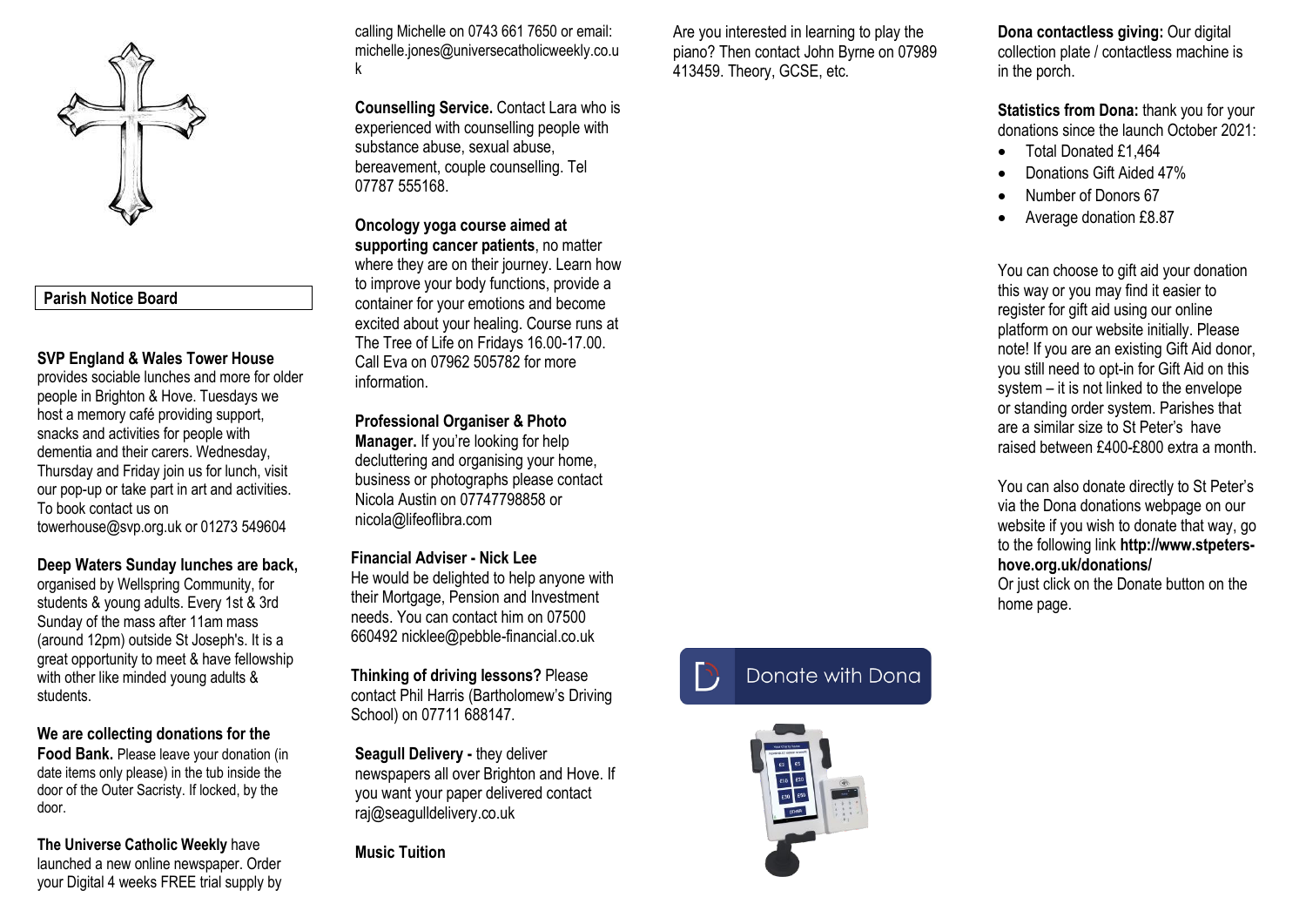**Parish Notice Board**

**SVP England & Wales Tower House** provides sociable lunches and more for older people in Brighton & Hove. Tuesdays we host a memory café providing support, snacks and activities for people with dementia and their carers. Wednesday, Thursday and Friday join us for lunch, visit our pop-up or take part in art and activities. To book contact us on towerhouse@svp.org.uk or 01273 549604

**Deep Waters Sunday lunches are back,** organised by Wellspring Community, for students & young adults. Every 1st & 3rd Sunday of the mass after 11am mass (around 12pm) outside St Joseph's. It is a great opportunity to meet & have fellowship with other like minded young adults & students.

**We are collecting donations for the Food Bank.** Please leave your donation (in date items only please) in the tub inside the door of the Outer Sacristy. If locked, by the door.

**The Universe Catholic Weekly** have launched a new online newspaper. Order your Digital 4 weeks FREE trial supply by calling Michelle on 0743 661 7650 or email: michelle.jones@universecatholicweekly.co.uk

**Counselling Service.** Contact Lara who is experienced with counselling people with substance abuse, sexual abuse, bereavement, couple counselling. Tel 07787 555168.

**Oncology yoga course aimed at supporting cancer patients**, no matter where they are on their journey. Learn how to improve your body functions, provide a container for your emotions and become excited about your healing. Course runs at The Tree of Life on Fridays 16.00-17.00. Call Eva on 07962 505782 for more information.

**Professional Organiser & Photo Manager.** If you're looking for help decluttering and organising your home, business or photographs please contact Nicola Austin on 07747798858 or nicola@lifeoflibra.com

**Financial Adviser - Nick Lee**
He would be delighted to help anyone with their Mortgage, Pension and Investment needs. You can contact him on 07500 660492 nicklee@pebble-financial.co.uk

**Thinking of driving lessons?** Please contact Phil Harris (Bartholomew's Driving School) on 07711 688147.

**Seagull Delivery -** they deliver newspapers all over Brighton and Hove. If you want your paper delivered contact raj@seagulldelivery.co.uk

**Music Tuition**

Are you interested in learning to play the piano? Then contact John Byrne on 07989 413459. Theory, GCSE, etc.

Donate with Dona

**Dona contactless giving:** Our digital collection plate / contactless machine is in the porch.

**Statistics from Dona:** thank you for your donations since the launch October 2021:

- Total Donated £1,464
- Donations Gift Aided 47%
- Number of Donors 67
- Average donation £8.87

You can choose to gift aid your donation this way or you may find it easier to register for gift aid using our online platform on our website initially. Please note! If you are an existing Gift Aid donor, you still need to opt-in for Gift Aid on this system – it is not linked to the envelope or standing order system. Parishes that are a similar size to St Peter's have raised between £400-£800 extra a month.

You can also donate directly to St Peter's via the Dona donations webpage on our website if you wish to donate that way, go to the following link **http://www.stpeters-hove.org.uk/donations/**
Or just click on the Donate button on the home page.